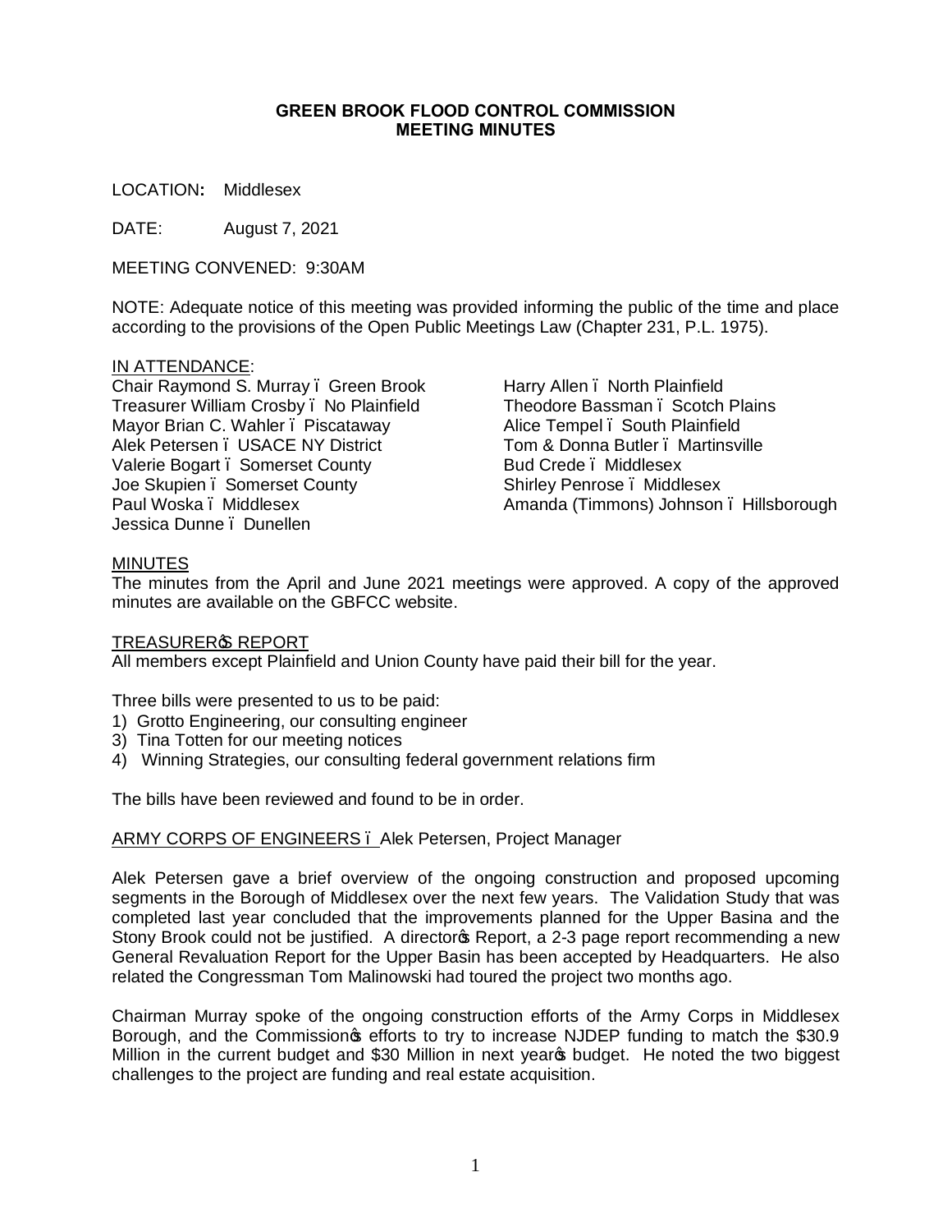**GREEN BROOK FLOOD CONTROL COMMISSION**
**MEETING MINUTES**

LOCATION**:** Middlesex

DATE: August 7, 2021

MEETING CONVENED: 9:30AM

NOTE: Adequate notice of this meeting was provided informing the public of the time and place according to the provisions of the Open Public Meetings Law (Chapter 231, P.L. 1975).

<u>IN ATTENDANCE</u>:

Chair Raymond S. Murray – Green Brook
Treasurer William Crosby – No Plainfield
Mayor Brian C. Wahler – Piscataway
Alek Petersen – USACE NY District
Valerie Bogart – Somerset County
Joe Skupien – Somerset County
Paul Woska – Middlesex
Jessica Dunne – Dunellen
Harry Allen – North Plainfield
Theodore Bassman – Scotch Plains
Alice Tempel – South Plainfield
Tom & Donna Butler – Martinsville
Bud Crede – Middlesex
Shirley Penrose – Middlesex
Amanda (Timmons) Johnson – Hillsborough

<u>MINUTES</u>

The minutes from the April and June 2021 meetings were approved. A copy of the approved minutes are available on the GBFCC website.

<u>TREASURER'S REPORT</u>

All members except Plainfield and Union County have paid their bill for the year.

Three bills were presented to us to be paid:

1) Grotto Engineering, our consulting engineer
3) Tina Totten for our meeting notices
4) Winning Strategies, our consulting federal government relations firm

The bills have been reviewed and found to be in order.

<u>ARMY CORPS OF ENGINEERS – Alek Petersen, Project Manager</u>

Alek Petersen gave a brief overview of the ongoing construction and proposed upcoming segments in the Borough of Middlesex over the next few years. The Validation Study that was completed last year concluded that the improvements planned for the Upper Basina and the Stony Brook could not be justified. A director's Report, a 2-3 page report recommending a new General Revaluation Report for the Upper Basin has been accepted by Headquarters. He also related the Congressman Tom Malinowski had toured the project two months ago.

Chairman Murray spoke of the ongoing construction efforts of the Army Corps in Middlesex Borough, and the Commission's efforts to try to increase NJDEP funding to match the \$30.9 Million in the current budget and \$30 Million in next year's budget. He noted the two biggest challenges to the project are funding and real estate acquisition.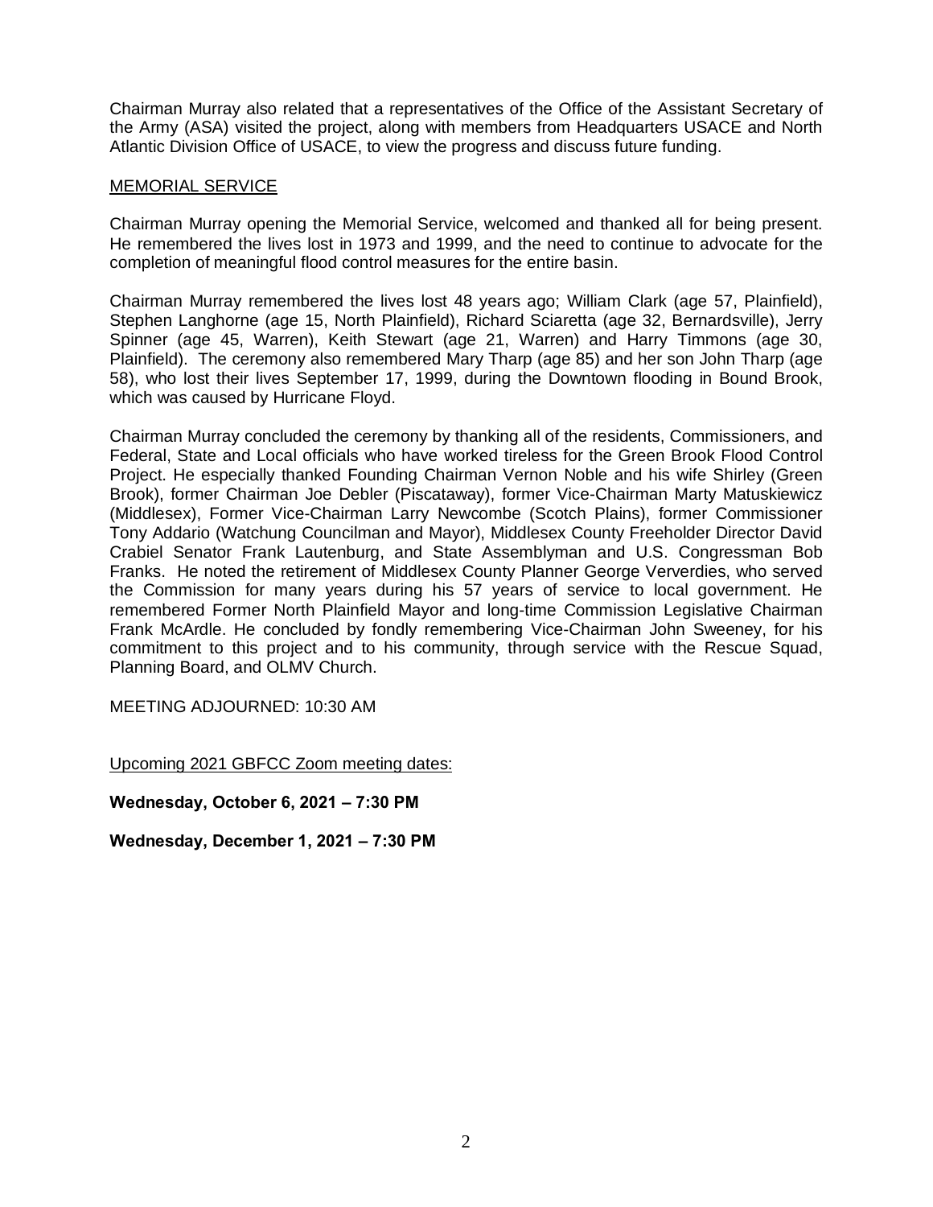Chairman Murray also related that a representatives of the Office of the Assistant Secretary of the Army (ASA) visited the project, along with members from Headquarters USACE and North Atlantic Division Office of USACE, to view the progress and discuss future funding.

<u>MEMORIAL SERVICE</u>

Chairman Murray opening the Memorial Service, welcomed and thanked all for being present. He remembered the lives lost in 1973 and 1999, and the need to continue to advocate for the completion of meaningful flood control measures for the entire basin.

Chairman Murray remembered the lives lost 48 years ago; William Clark (age 57, Plainfield), Stephen Langhorne (age 15, North Plainfield), Richard Sciaretta (age 32, Bernardsville), Jerry Spinner (age 45, Warren), Keith Stewart (age 21, Warren) and Harry Timmons (age 30, Plainfield). The ceremony also remembered Mary Tharp (age 85) and her son John Tharp (age 58), who lost their lives September 17, 1999, during the Downtown flooding in Bound Brook, which was caused by Hurricane Floyd.

Chairman Murray concluded the ceremony by thanking all of the residents, Commissioners, and Federal, State and Local officials who have worked tireless for the Green Brook Flood Control Project. He especially thanked Founding Chairman Vernon Noble and his wife Shirley (Green Brook), former Chairman Joe Debler (Piscataway), former Vice-Chairman Marty Matuskiewicz (Middlesex), Former Vice-Chairman Larry Newcombe (Scotch Plains), former Commissioner Tony Addario (Watchung Councilman and Mayor), Middlesex County Freeholder Director David Crabiel Senator Frank Lautenburg, and State Assemblyman and U.S. Congressman Bob Franks. He noted the retirement of Middlesex County Planner George Ververdies, who served the Commission for many years during his 57 years of service to local government. He remembered Former North Plainfield Mayor and long-time Commission Legislative Chairman Frank McArdle. He concluded by fondly remembering Vice-Chairman John Sweeney, for his commitment to this project and to his community, through service with the Rescue Squad, Planning Board, and OLMV Church.

MEETING ADJOURNED: 10:30 AM

<u>Upcoming 2021 GBFCC Zoom meeting dates:</u>

**Wednesday, October 6, 2021 – 7:30 PM**

**Wednesday, December 1, 2021 – 7:30 PM**